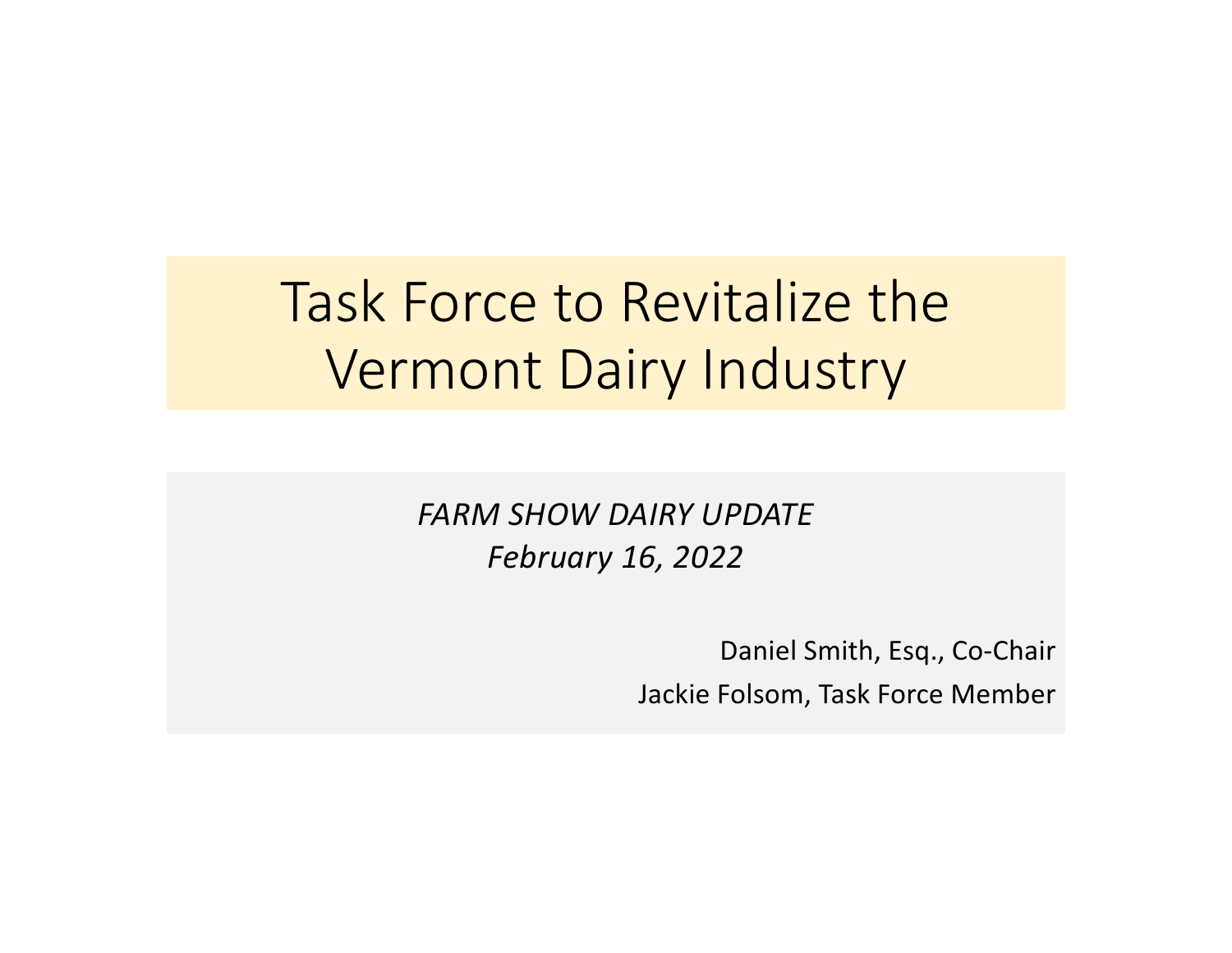# Task Force to Revitalize the Vermont Dairy Industry

*FARM SHOW DAIRY UPDATE*
*February 16, 2022*

Daniel Smith, Esq., Co-Chair
Jackie Folsom, Task Force Member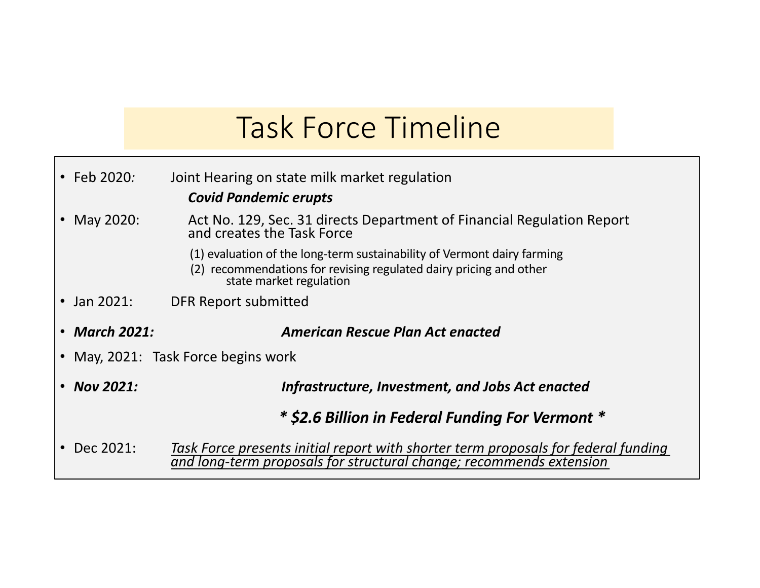# Task Force Timeline

- Feb 2020: Joint Hearing on state milk market regulation

  ***Covid Pandemic erupts***

- May 2020: Act No. 129, Sec. 31 directs Department of Financial Regulation Report and creates the Task Force

  (1) evaluation of the long-term sustainability of Vermont dairy farming

  (2) recommendations for revising regulated dairy pricing and other state market regulation

- Jan 2021: DFR Report submitted
- ***March 2021:*** ***American Rescue Plan Act enacted***
- May, 2021: Task Force begins work
- ***Nov 2021:*** ***Infrastructure, Investment, and Jobs Act enacted***

  ***\* $2.6 Billion in Federal Funding For Vermont \****

- Dec 2021: <u>*Task Force presents initial report with shorter term proposals for federal funding and long-term proposals for structural change; recommends extension*</u>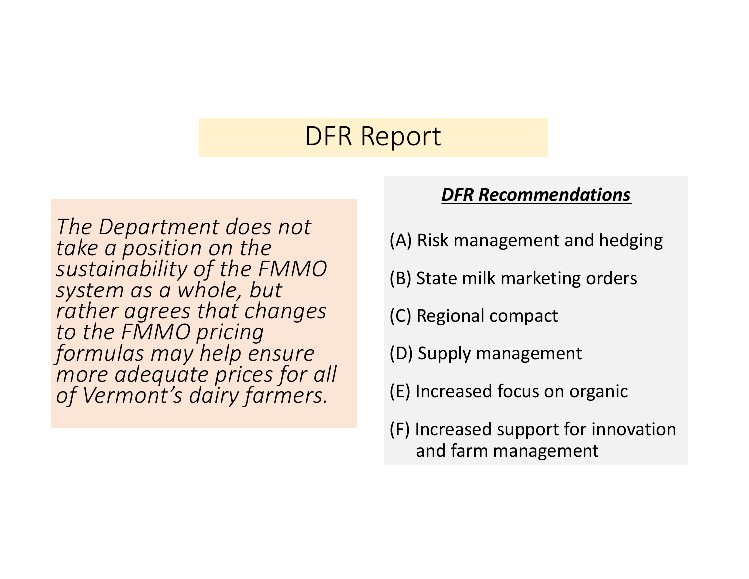# DFR Report

*The Department does not take a position on the sustainability of the FMMO system as a whole, but rather agrees that changes to the FMMO pricing formulas may help ensure more adequate prices for all of Vermont's dairy farmers.*

***DFR Recommendations***

(A) Risk management and hedging

(B) State milk marketing orders

(C) Regional compact

(D) Supply management

(E) Increased focus on organic

(F) Increased support for innovation and farm management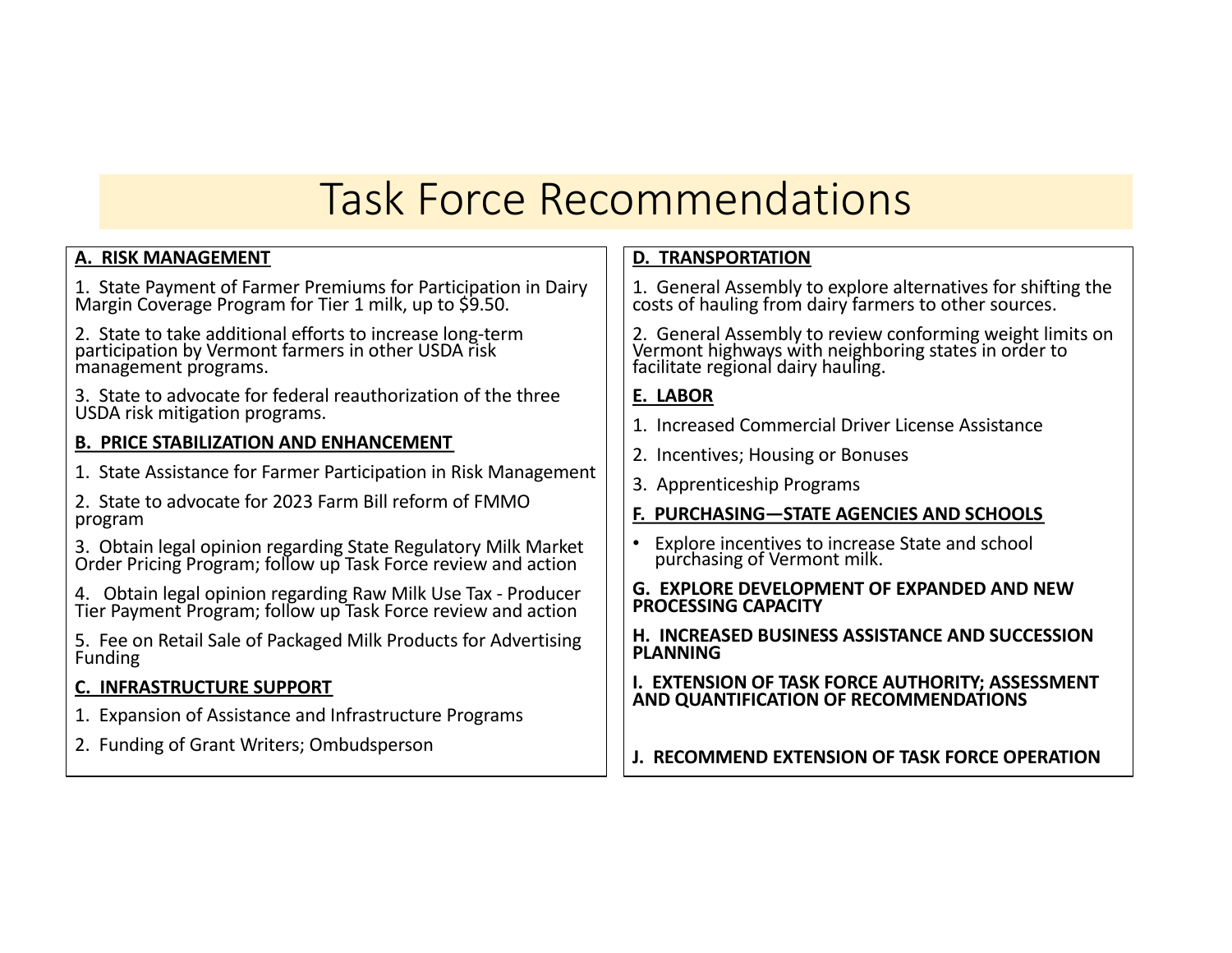# Task Force Recommendations

**A. RISK MANAGEMENT**

1. State Payment of Farmer Premiums for Participation in Dairy Margin Coverage Program for Tier 1 milk, up to $9.50.

2. State to take additional efforts to increase long-term participation by Vermont farmers in other USDA risk management programs.

3. State to advocate for federal reauthorization of the three USDA risk mitigation programs.

**B. PRICE STABILIZATION AND ENHANCEMENT**

1. State Assistance for Farmer Participation in Risk Management

2. State to advocate for 2023 Farm Bill reform of FMMO program

3. Obtain legal opinion regarding State Regulatory Milk Market Order Pricing Program; follow up Task Force review and action

4. Obtain legal opinion regarding Raw Milk Use Tax - Producer Tier Payment Program; follow up Task Force review and action

5. Fee on Retail Sale of Packaged Milk Products for Advertising Funding

**C. INFRASTRUCTURE SUPPORT**

1. Expansion of Assistance and Infrastructure Programs

2. Funding of Grant Writers; Ombudsperson

**D. TRANSPORTATION**

1. General Assembly to explore alternatives for shifting the costs of hauling from dairy farmers to other sources.

2. General Assembly to review conforming weight limits on Vermont highways with neighboring states in order to facilitate regional dairy hauling.

**E. LABOR**

1. Increased Commercial Driver License Assistance

2. Incentives; Housing or Bonuses

3. Apprenticeship Programs

**F. PURCHASING—STATE AGENCIES AND SCHOOLS**

- Explore incentives to increase State and school purchasing of Vermont milk.

**G. EXPLORE DEVELOPMENT OF EXPANDED AND NEW PROCESSING CAPACITY**

**H. INCREASED BUSINESS ASSISTANCE AND SUCCESSION PLANNING**

**I. EXTENSION OF TASK FORCE AUTHORITY; ASSESSMENT AND QUANTIFICATION OF RECOMMENDATIONS**

**J. RECOMMEND EXTENSION OF TASK FORCE OPERATION**